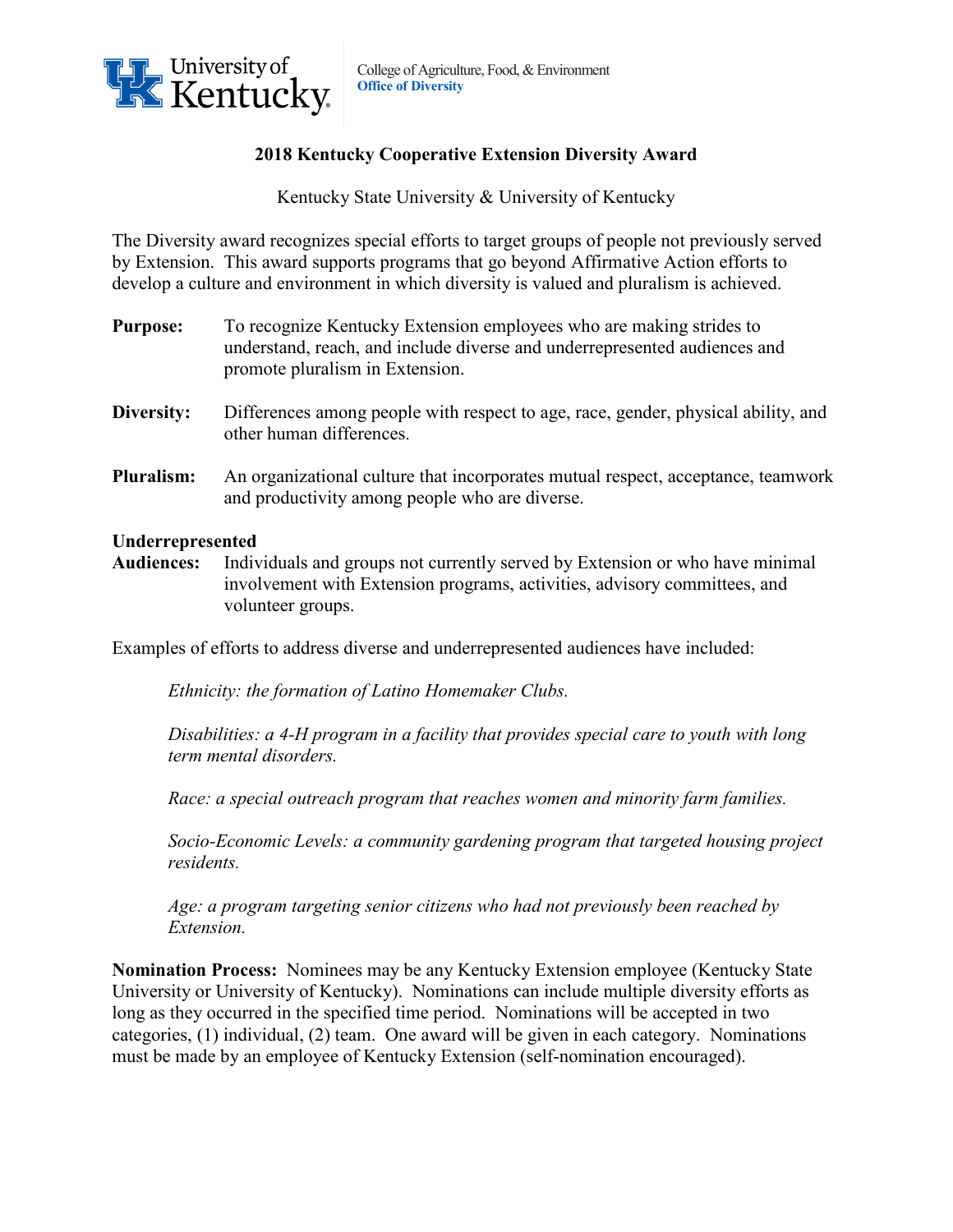University of Kentucky — College of Agriculture, Food, & Environment
**Office of Diversity**

## 2018 Kentucky Cooperative Extension Diversity Award

Kentucky State University & University of Kentucky

The Diversity award recognizes special efforts to target groups of people not previously served by Extension. This award supports programs that go beyond Affirmative Action efforts to develop a culture and environment in which diversity is valued and pluralism is achieved.

**Purpose:** To recognize Kentucky Extension employees who are making strides to understand, reach, and include diverse and underrepresented audiences and promote pluralism in Extension.

**Diversity:** Differences among people with respect to age, race, gender, physical ability, and other human differences.

**Pluralism:** An organizational culture that incorporates mutual respect, acceptance, teamwork and productivity among people who are diverse.

**Underrepresented Audiences:** Individuals and groups not currently served by Extension or who have minimal involvement with Extension programs, activities, advisory committees, and volunteer groups.

Examples of efforts to address diverse and underrepresented audiences have included:

*Ethnicity: the formation of Latino Homemaker Clubs.*

*Disabilities: a 4-H program in a facility that provides special care to youth with long term mental disorders.*

*Race: a special outreach program that reaches women and minority farm families.*

*Socio-Economic Levels: a community gardening program that targeted housing project residents.*

*Age: a program targeting senior citizens who had not previously been reached by Extension.*

**Nomination Process:** Nominees may be any Kentucky Extension employee (Kentucky State University or University of Kentucky). Nominations can include multiple diversity efforts as long as they occurred in the specified time period. Nominations will be accepted in two categories, (1) individual, (2) team. One award will be given in each category. Nominations must be made by an employee of Kentucky Extension (self-nomination encouraged).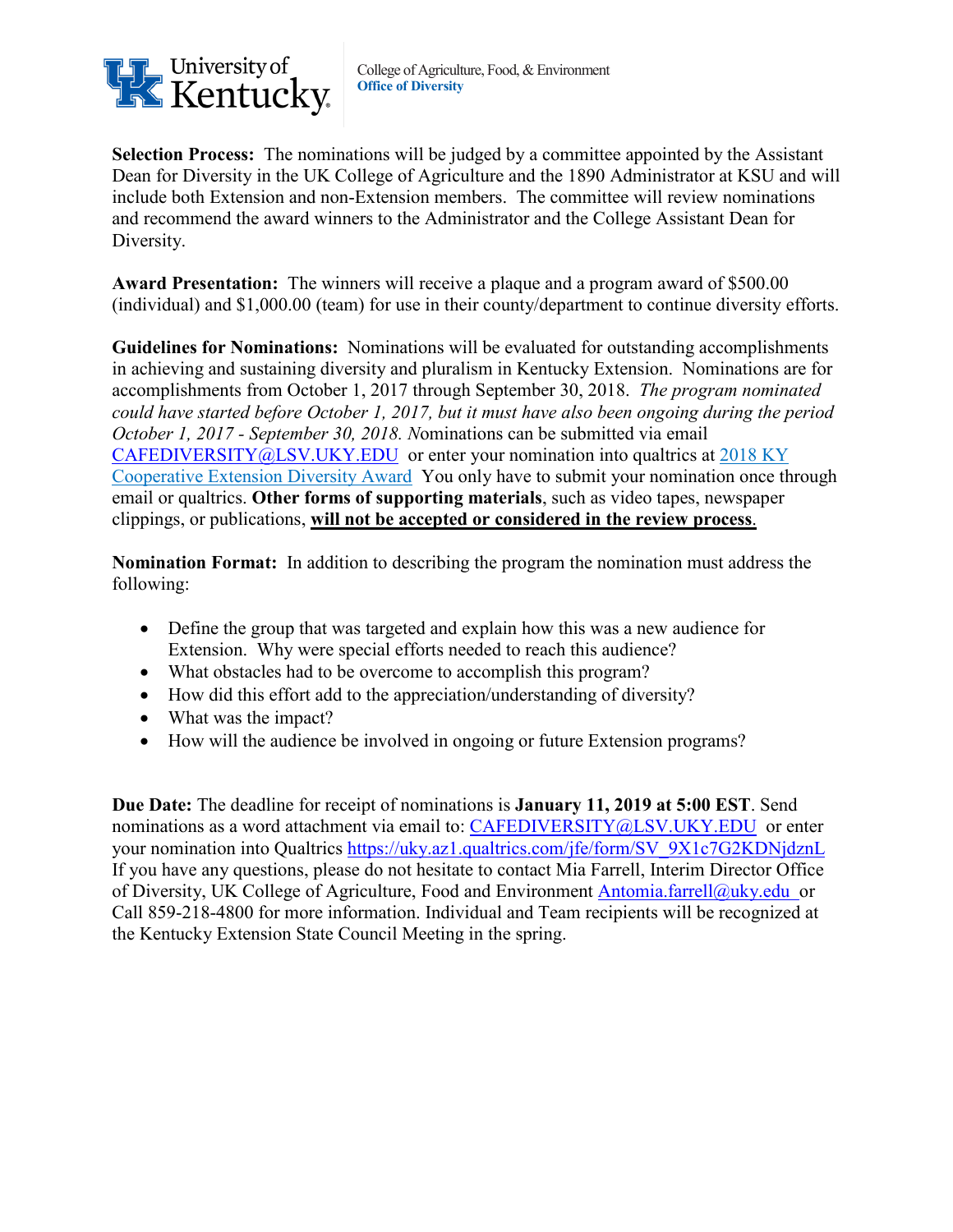**Selection Process:** The nominations will be judged by a committee appointed by the Assistant Dean for Diversity in the UK College of Agriculture and the 1890 Administrator at KSU and will include both Extension and non-Extension members. The committee will review nominations and recommend the award winners to the Administrator and the College Assistant Dean for Diversity.

**Award Presentation:** The winners will receive a plaque and a program award of $500.00 (individual) and $1,000.00 (team) for use in their county/department to continue diversity efforts.

**Guidelines for Nominations:** Nominations will be evaluated for outstanding accomplishments in achieving and sustaining diversity and pluralism in Kentucky Extension. Nominations are for accomplishments from October 1, 2017 through September 30, 2018. *The program nominated could have started before October 1, 2017, but it must have also been ongoing during the period October 1, 2017 - September 30, 2018. N*ominations can be submitted via email CAFEDIVERSITY@LSV.UKY.EDU or enter your nomination into qualtrics at 2018 KY Cooperative Extension Diversity Award You only have to submit your nomination once through email or qualtrics. **Other forms of supporting materials**, such as video tapes, newspaper clippings, or publications, **<u>will not be accepted or considered in the review process</u>**.

**Nomination Format:** In addition to describing the program the nomination must address the following:

- Define the group that was targeted and explain how this was a new audience for Extension. Why were special efforts needed to reach this audience?
- What obstacles had to be overcome to accomplish this program?
- How did this effort add to the appreciation/understanding of diversity?
- What was the impact?
- How will the audience be involved in ongoing or future Extension programs?

**Due Date:** The deadline for receipt of nominations is **January 11, 2019 at 5:00 EST**. Send nominations as a word attachment via email to: CAFEDIVERSITY@LSV.UKY.EDU or enter your nomination into Qualtrics https://uky.az1.qualtrics.com/jfe/form/SV_9X1c7G2KDNjdznL If you have any questions, please do not hesitate to contact Mia Farrell, Interim Director Office of Diversity, UK College of Agriculture, Food and Environment Antomia.farrell@uky.edu or Call 859-218-4800 for more information. Individual and Team recipients will be recognized at the Kentucky Extension State Council Meeting in the spring.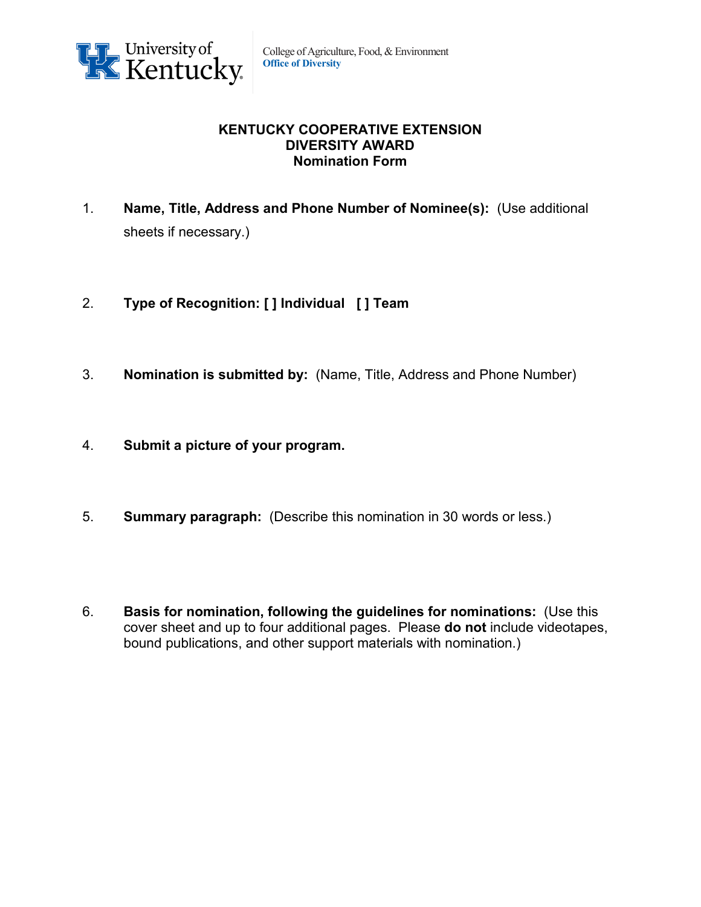University of Kentucky | College of Agriculture, Food, & Environment
**Office of Diversity**

**KENTUCKY COOPERATIVE EXTENSION**
**DIVERSITY AWARD**
**Nomination Form**

1. **Name, Title, Address and Phone Number of Nominee(s):** (Use additional sheets if necessary.)

2. **Type of Recognition: [ ] Individual [ ] Team**

3. **Nomination is submitted by:** (Name, Title, Address and Phone Number)

4. **Submit a picture of your program.**

5. **Summary paragraph:** (Describe this nomination in 30 words or less.)

6. **Basis for nomination, following the guidelines for nominations:** (Use this cover sheet and up to four additional pages. Please **do not** include videotapes, bound publications, and other support materials with nomination.)